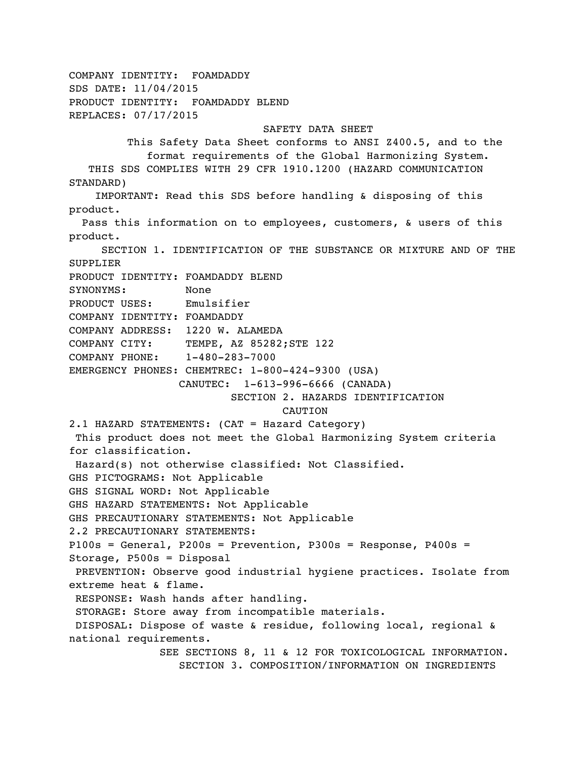COMPANY IDENTITY: FOAMDADDY
SDS DATE: 11/04/2015
PRODUCT IDENTITY: FOAMDADDY BLEND
REPLACES: 07/17/2015

# SAFETY DATA SHEET

This Safety Data Sheet conforms to ANSI Z400.5, and to the format requirements of the Global Harmonizing System.

THIS SDS COMPLIES WITH 29 CFR 1910.1200 (HAZARD COMMUNICATION STANDARD)

IMPORTANT: Read this SDS before handling & disposing of this product.

Pass this information on to employees, customers, & users of this product.

## SECTION 1. IDENTIFICATION OF THE SUBSTANCE OR MIXTURE AND OF THE SUPPLIER

PRODUCT IDENTITY: FOAMDADDY BLEND
SYNONYMS: None
PRODUCT USES: Emulsifier
COMPANY IDENTITY: FOAMDADDY
COMPANY ADDRESS: 1220 W. ALAMEDA
COMPANY CITY: TEMPE, AZ 85282;STE 122
COMPANY PHONE: 1-480-283-7000
EMERGENCY PHONES: CHEMTREC: 1-800-424-9300 (USA)
CANUTEC: 1-613-996-6666 (CANADA)

## SECTION 2. HAZARDS IDENTIFICATION

CAUTION

2.1 HAZARD STATEMENTS: (CAT = Hazard Category)

This product does not meet the Global Harmonizing System criteria for classification.

Hazard(s) not otherwise classified: Not Classified.

GHS PICTOGRAMS: Not Applicable
GHS SIGNAL WORD: Not Applicable
GHS HAZARD STATEMENTS: Not Applicable
GHS PRECAUTIONARY STATEMENTS: Not Applicable

2.2 PRECAUTIONARY STATEMENTS:

P100s = General, P200s = Prevention, P300s = Response, P400s = Storage, P500s = Disposal

PREVENTION: Observe good industrial hygiene practices. Isolate from extreme heat & flame.

RESPONSE: Wash hands after handling.

STORAGE: Store away from incompatible materials.

DISPOSAL: Dispose of waste & residue, following local, regional & national requirements.

SEE SECTIONS 8, 11 & 12 FOR TOXICOLOGICAL INFORMATION.

## SECTION 3. COMPOSITION/INFORMATION ON INGREDIENTS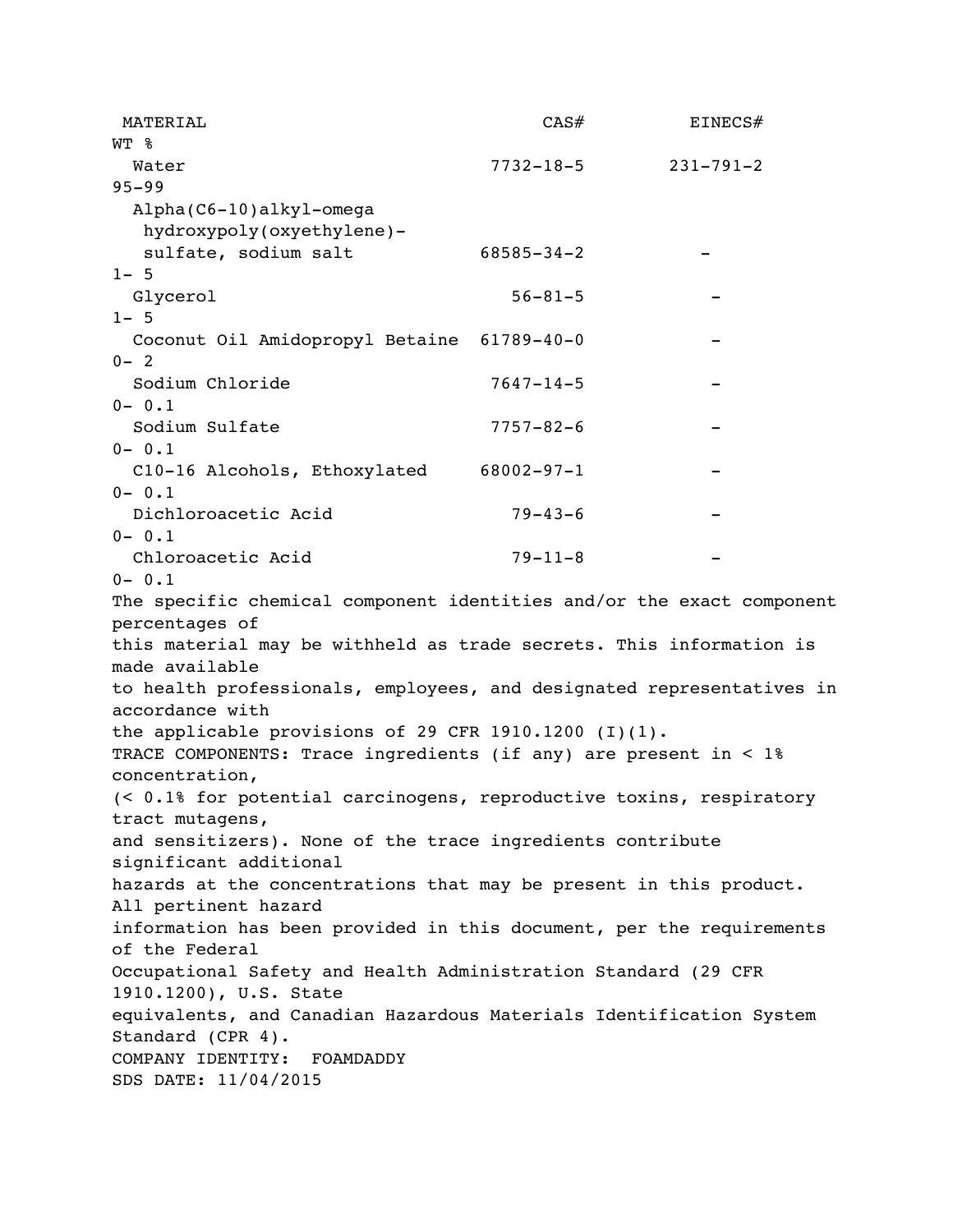| MATERIAL | CAS# | EINECS# | WT % |
| --- | --- | --- | --- |
| Water | 7732-18-5 | 231-791-2 | 95-99 |
| Alpha(C6-10)alkyl-omega hydroxypoly(oxyethylene)-sulfate, sodium salt | 68585-34-2 | - | 1- 5 |
| Glycerol | 56-81-5 | - | 1- 5 |
| Coconut Oil Amidopropyl Betaine | 61789-40-0 | - | 0- 2 |
| Sodium Chloride | 7647-14-5 | - | 0- 0.1 |
| Sodium Sulfate | 7757-82-6 | - | 0- 0.1 |
| C10-16 Alcohols, Ethoxylated | 68002-97-1 | - | 0- 0.1 |
| Dichloroacetic Acid | 79-43-6 | - | 0- 0.1 |
| Chloroacetic Acid | 79-11-8 | - | 0- 0.1 |

The specific chemical component identities and/or the exact component percentages of this material may be withheld as trade secrets. This information is made available to health professionals, employees, and designated representatives in accordance with the applicable provisions of 29 CFR 1910.1200 (I)(1).

TRACE COMPONENTS: Trace ingredients (if any) are present in < 1% concentration, (< 0.1% for potential carcinogens, reproductive toxins, respiratory tract mutagens, and sensitizers). None of the trace ingredients contribute significant additional hazards at the concentrations that may be present in this product. All pertinent hazard information has been provided in this document, per the requirements of the Federal Occupational Safety and Health Administration Standard (29 CFR 1910.1200), U.S. State equivalents, and Canadian Hazardous Materials Identification System Standard (CPR 4).

COMPANY IDENTITY: FOAMDADDY

SDS DATE: 11/04/2015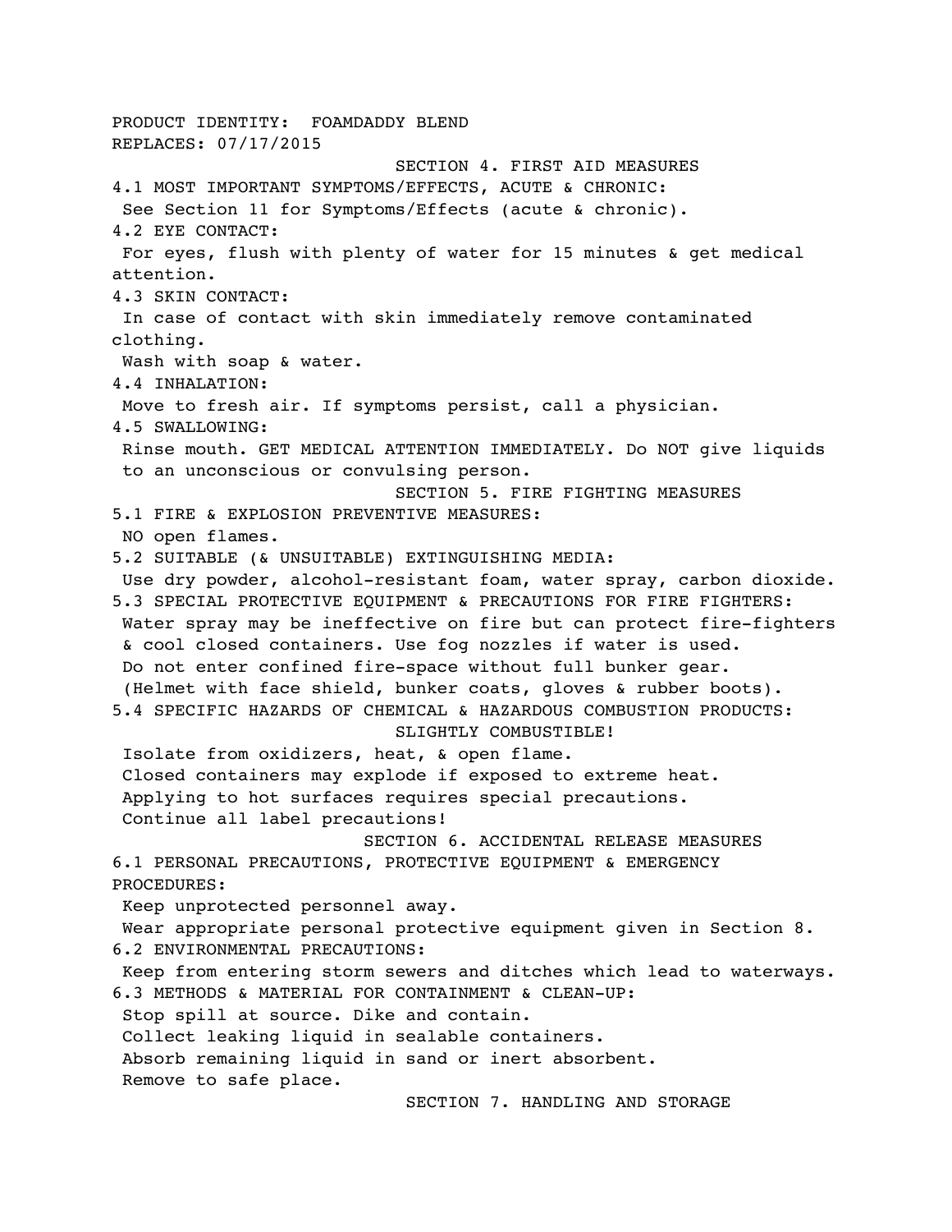PRODUCT IDENTITY: FOAMDADDY BLEND
REPLACES: 07/17/2015

## SECTION 4. FIRST AID MEASURES

4.1 MOST IMPORTANT SYMPTOMS/EFFECTS, ACUTE & CHRONIC:
See Section 11 for Symptoms/Effects (acute & chronic).

4.2 EYE CONTACT:
For eyes, flush with plenty of water for 15 minutes & get medical attention.

4.3 SKIN CONTACT:
In case of contact with skin immediately remove contaminated clothing.
Wash with soap & water.

4.4 INHALATION:
Move to fresh air. If symptoms persist, call a physician.

4.5 SWALLOWING:
Rinse mouth. GET MEDICAL ATTENTION IMMEDIATELY. Do NOT give liquids to an unconscious or convulsing person.

## SECTION 5. FIRE FIGHTING MEASURES

5.1 FIRE & EXPLOSION PREVENTIVE MEASURES:
NO open flames.

5.2 SUITABLE (& UNSUITABLE) EXTINGUISHING MEDIA:
Use dry powder, alcohol-resistant foam, water spray, carbon dioxide.

5.3 SPECIAL PROTECTIVE EQUIPMENT & PRECAUTIONS FOR FIRE FIGHTERS:
Water spray may be ineffective on fire but can protect fire-fighters & cool closed containers. Use fog nozzles if water is used.
Do not enter confined fire-space without full bunker gear.
(Helmet with face shield, bunker coats, gloves & rubber boots).

5.4 SPECIFIC HAZARDS OF CHEMICAL & HAZARDOUS COMBUSTION PRODUCTS:

SLIGHTLY COMBUSTIBLE!

Isolate from oxidizers, heat, & open flame.
Closed containers may explode if exposed to extreme heat.
Applying to hot surfaces requires special precautions.
Continue all label precautions!

## SECTION 6. ACCIDENTAL RELEASE MEASURES

6.1 PERSONAL PRECAUTIONS, PROTECTIVE EQUIPMENT & EMERGENCY PROCEDURES:
Keep unprotected personnel away.
Wear appropriate personal protective equipment given in Section 8.

6.2 ENVIRONMENTAL PRECAUTIONS:
Keep from entering storm sewers and ditches which lead to waterways.

6.3 METHODS & MATERIAL FOR CONTAINMENT & CLEAN-UP:
Stop spill at source. Dike and contain.
Collect leaking liquid in sealable containers.
Absorb remaining liquid in sand or inert absorbent.
Remove to safe place.

## SECTION 7. HANDLING AND STORAGE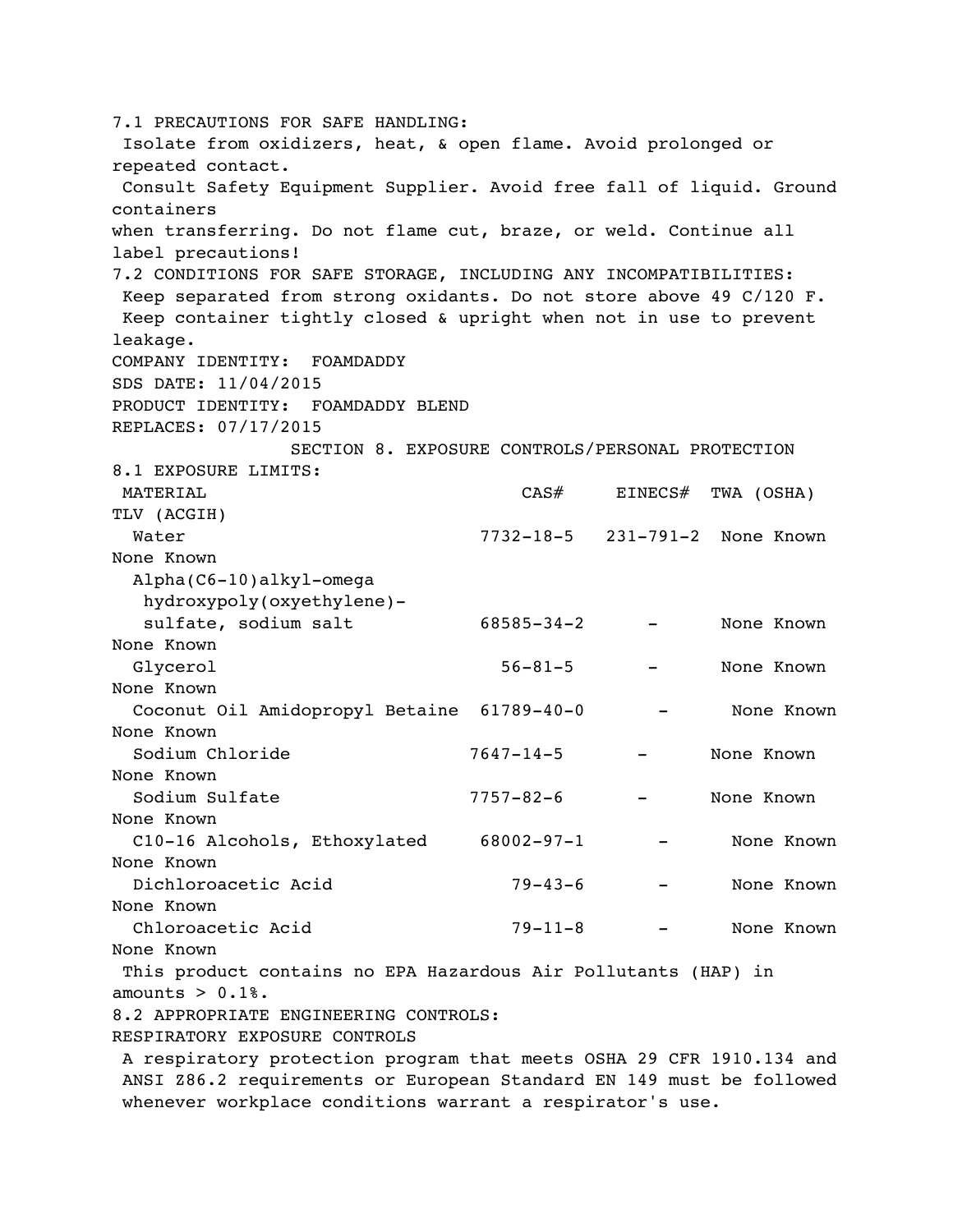7.1 PRECAUTIONS FOR SAFE HANDLING:

Isolate from oxidizers, heat, & open flame. Avoid prolonged or repeated contact.

Consult Safety Equipment Supplier. Avoid free fall of liquid. Ground containers when transferring. Do not flame cut, braze, or weld. Continue all label precautions!

7.2 CONDITIONS FOR SAFE STORAGE, INCLUDING ANY INCOMPATIBILITIES:

Keep separated from strong oxidants. Do not store above 49 C/120 F.

Keep container tightly closed & upright when not in use to prevent leakage.

COMPANY IDENTITY: FOAMDADDY

SDS DATE: 11/04/2015

PRODUCT IDENTITY: FOAMDADDY BLEND

REPLACES: 07/17/2015

## SECTION 8. EXPOSURE CONTROLS/PERSONAL PROTECTION

8.1 EXPOSURE LIMITS:

| MATERIAL | CAS# | EINECS# | TWA (OSHA) | TLV (ACGIH) |
|---|---|---|---|---|
| Water | 7732-18-5 | 231-791-2 | None Known | None Known |
| Alpha(C6-10)alkyl-omega hydroxypoly(oxyethylene)- sulfate, sodium salt | 68585-34-2 | - | None Known | None Known |
| Glycerol | 56-81-5 | - | None Known | None Known |
| Coconut Oil Amidopropyl Betaine | 61789-40-0 | - | None Known | None Known |
| Sodium Chloride | 7647-14-5 | - | None Known | None Known |
| Sodium Sulfate | 7757-82-6 | - | None Known | None Known |
| C10-16 Alcohols, Ethoxylated | 68002-97-1 | - | None Known | None Known |
| Dichloroacetic Acid | 79-43-6 | - | None Known | None Known |
| Chloroacetic Acid | 79-11-8 | - | None Known | None Known |

This product contains no EPA Hazardous Air Pollutants (HAP) in amounts > 0.1%.

8.2 APPROPRIATE ENGINEERING CONTROLS:

RESPIRATORY EXPOSURE CONTROLS

A respiratory protection program that meets OSHA 29 CFR 1910.134 and ANSI Z86.2 requirements or European Standard EN 149 must be followed whenever workplace conditions warrant a respirator's use.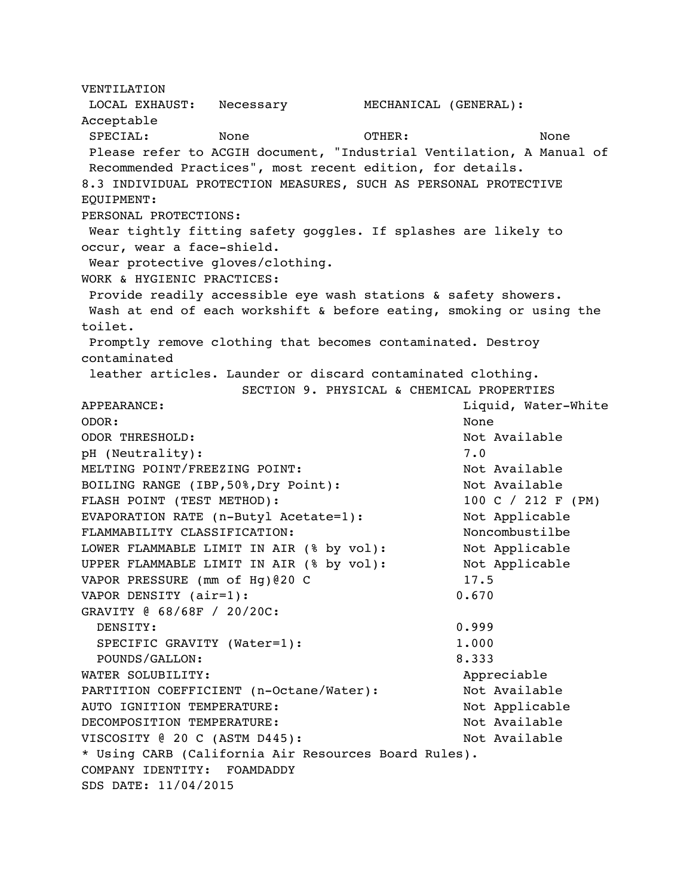VENTILATION

LOCAL EXHAUST: Necessary    MECHANICAL (GENERAL): Acceptable

SPECIAL: None    OTHER: None

Please refer to ACGIH document, "Industrial Ventilation, A Manual of Recommended Practices", most recent edition, for details.

8.3 INDIVIDUAL PROTECTION MEASURES, SUCH AS PERSONAL PROTECTIVE EQUIPMENT:

PERSONAL PROTECTIONS:

Wear tightly fitting safety goggles. If splashes are likely to occur, wear a face-shield.

Wear protective gloves/clothing.

WORK & HYGIENIC PRACTICES:

Provide readily accessible eye wash stations & safety showers.

Wash at end of each workshift & before eating, smoking or using the toilet.

Promptly remove clothing that becomes contaminated. Destroy contaminated leather articles. Launder or discard contaminated clothing.

## SECTION 9. PHYSICAL & CHEMICAL PROPERTIES

| Property | Value |
| --- | --- |
| APPEARANCE: | Liquid, Water-White |
| ODOR: | None |
| ODOR THRESHOLD: | Not Available |
| pH (Neutrality): | 7.0 |
| MELTING POINT/FREEZING POINT: | Not Available |
| BOILING RANGE (IBP,50%,Dry Point): | Not Available |
| FLASH POINT (TEST METHOD): | 100 C / 212 F (PM) |
| EVAPORATION RATE (n-Butyl Acetate=1): | Not Applicable |
| FLAMMABILITY CLASSIFICATION: | Noncombustilbe |
| LOWER FLAMMABLE LIMIT IN AIR (% by vol): | Not Applicable |
| UPPER FLAMMABLE LIMIT IN AIR (% by vol): | Not Applicable |
| VAPOR PRESSURE (mm of Hg)@20 C | 17.5 |
| VAPOR DENSITY (air=1): | 0.670 |
| GRAVITY @ 68/68F / 20/20C: | |
| DENSITY: | 0.999 |
| SPECIFIC GRAVITY (Water=1): | 1.000 |
| POUNDS/GALLON: | 8.333 |
| WATER SOLUBILITY: | Appreciable |
| PARTITION COEFFICIENT (n-Octane/Water): | Not Available |
| AUTO IGNITION TEMPERATURE: | Not Applicable |
| DECOMPOSITION TEMPERATURE: | Not Available |
| VISCOSITY @ 20 C (ASTM D445): | Not Available |

* Using CARB (California Air Resources Board Rules).

COMPANY IDENTITY: FOAMDADDY

SDS DATE: 11/04/2015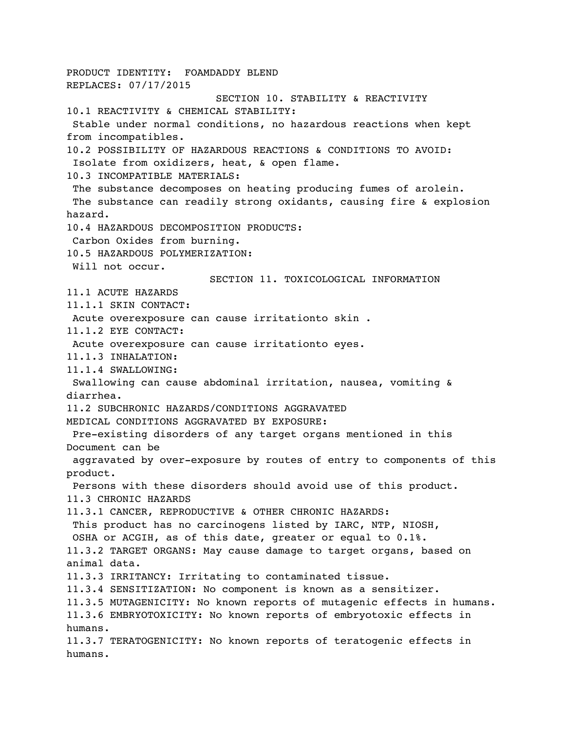PRODUCT IDENTITY: FOAMDADDY BLEND
REPLACES: 07/17/2015

## SECTION 10. STABILITY & REACTIVITY

10.1 REACTIVITY & CHEMICAL STABILITY:
Stable under normal conditions, no hazardous reactions when kept from incompatibles.

10.2 POSSIBILITY OF HAZARDOUS REACTIONS & CONDITIONS TO AVOID:
Isolate from oxidizers, heat, & open flame.

10.3 INCOMPATIBLE MATERIALS:
The substance decomposes on heating producing fumes of arolein.
The substance can readily strong oxidants, causing fire & explosion hazard.

10.4 HAZARDOUS DECOMPOSITION PRODUCTS:
Carbon Oxides from burning.

10.5 HAZARDOUS POLYMERIZATION:
Will not occur.

## SECTION 11. TOXICOLOGICAL INFORMATION

11.1 ACUTE HAZARDS

11.1.1 SKIN CONTACT:
Acute overexposure can cause irritationto skin .

11.1.2 EYE CONTACT:
Acute overexposure can cause irritationto eyes.

11.1.3 INHALATION:

11.1.4 SWALLOWING:
Swallowing can cause abdominal irritation, nausea, vomiting & diarrhea.

11.2 SUBCHRONIC HAZARDS/CONDITIONS AGGRAVATED
MEDICAL CONDITIONS AGGRAVATED BY EXPOSURE:
Pre-existing disorders of any target organs mentioned in this Document can be aggravated by over-exposure by routes of entry to components of this product.
Persons with these disorders should avoid use of this product.

11.3 CHRONIC HAZARDS

11.3.1 CANCER, REPRODUCTIVE & OTHER CHRONIC HAZARDS:
This product has no carcinogens listed by IARC, NTP, NIOSH, OSHA or ACGIH, as of this date, greater or equal to 0.1%.

11.3.2 TARGET ORGANS: May cause damage to target organs, based on animal data.

11.3.3 IRRITANCY: Irritating to contaminated tissue.

11.3.4 SENSITIZATION: No component is known as a sensitizer.

11.3.5 MUTAGENICITY: No known reports of mutagenic effects in humans.

11.3.6 EMBRYOTOXICITY: No known reports of embryotoxic effects in humans.

11.3.7 TERATOGENICITY: No known reports of teratogenic effects in humans.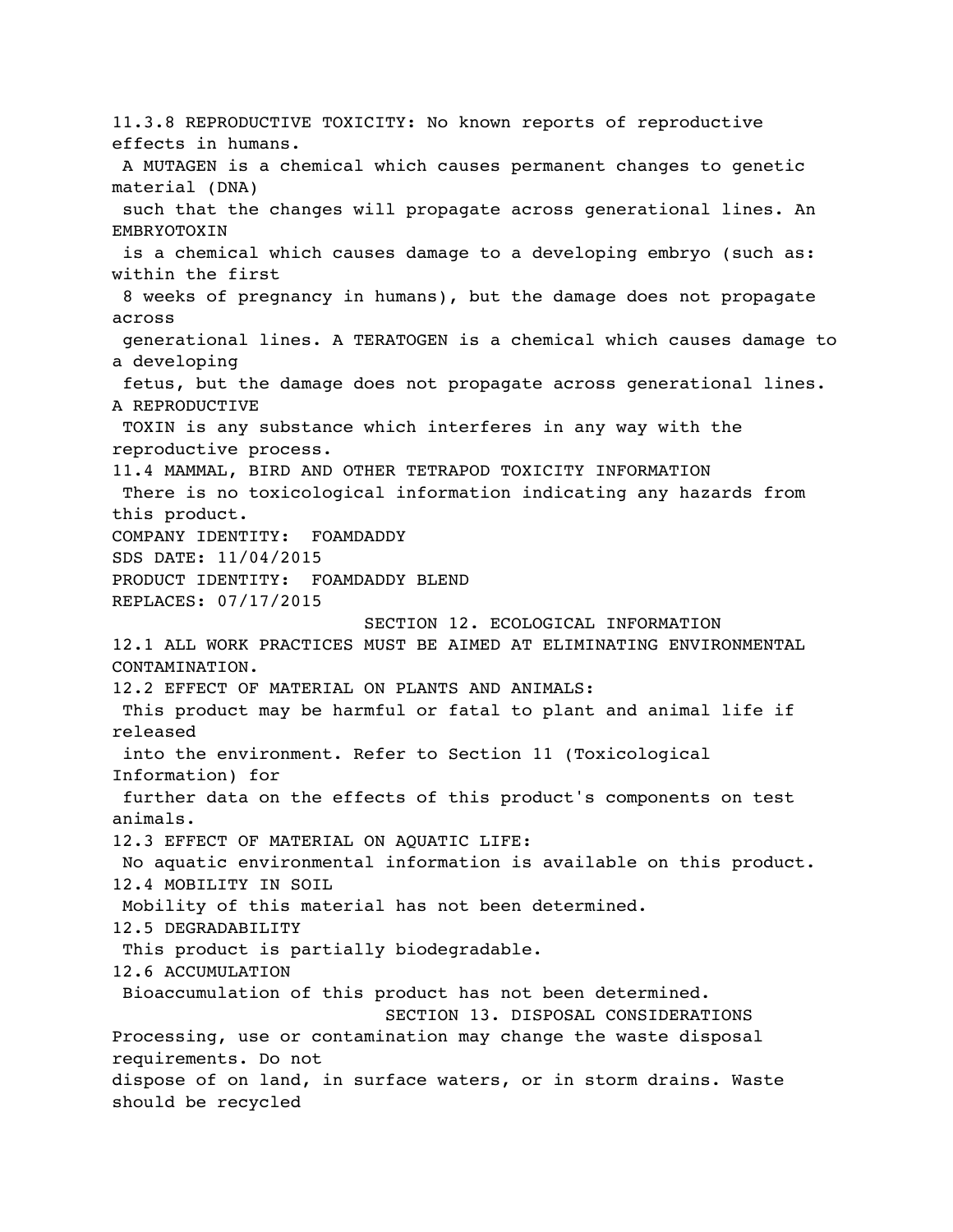11.3.8 REPRODUCTIVE TOXICITY: No known reports of reproductive effects in humans.
A MUTAGEN is a chemical which causes permanent changes to genetic material (DNA) such that the changes will propagate across generational lines. An EMBRYOTOXIN is a chemical which causes damage to a developing embryo (such as: within the first 8 weeks of pregnancy in humans), but the damage does not propagate across generational lines. A TERATOGEN is a chemical which causes damage to a developing fetus, but the damage does not propagate across generational lines. A REPRODUCTIVE TOXIN is any substance which interferes in any way with the reproductive process.

11.4 MAMMAL, BIRD AND OTHER TETRAPOD TOXICITY INFORMATION
There is no toxicological information indicating any hazards from this product.

COMPANY IDENTITY: FOAMDADDY
SDS DATE: 11/04/2015
PRODUCT IDENTITY: FOAMDADDY BLEND
REPLACES: 07/17/2015

## SECTION 12. ECOLOGICAL INFORMATION

12.1 ALL WORK PRACTICES MUST BE AIMED AT ELIMINATING ENVIRONMENTAL CONTAMINATION.

12.2 EFFECT OF MATERIAL ON PLANTS AND ANIMALS:
This product may be harmful or fatal to plant and animal life if released into the environment. Refer to Section 11 (Toxicological Information) for further data on the effects of this product's components on test animals.

12.3 EFFECT OF MATERIAL ON AQUATIC LIFE:
No aquatic environmental information is available on this product.

12.4 MOBILITY IN SOIL
Mobility of this material has not been determined.

12.5 DEGRADABILITY
This product is partially biodegradable.

12.6 ACCUMULATION
Bioaccumulation of this product has not been determined.

## SECTION 13. DISPOSAL CONSIDERATIONS

Processing, use or contamination may change the waste disposal requirements. Do not dispose of on land, in surface waters, or in storm drains. Waste should be recycled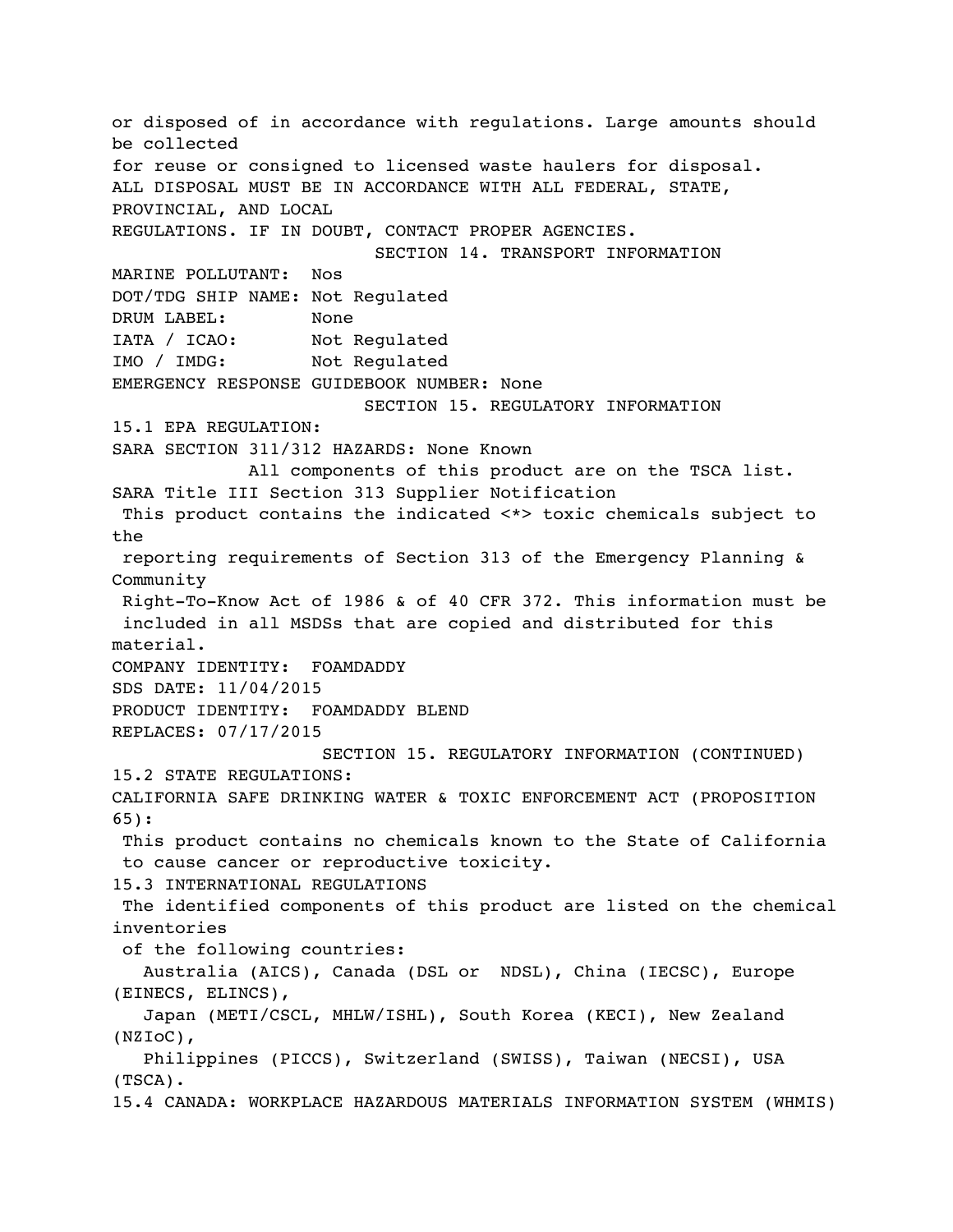or disposed of in accordance with regulations. Large amounts should be collected for reuse or consigned to licensed waste haulers for disposal.
ALL DISPOSAL MUST BE IN ACCORDANCE WITH ALL FEDERAL, STATE, PROVINCIAL, AND LOCAL REGULATIONS. IF IN DOUBT, CONTACT PROPER AGENCIES.

## SECTION 14. TRANSPORT INFORMATION

MARINE POLLUTANT: Nos
DOT/TDG SHIP NAME: Not Regulated
DRUM LABEL: None
IATA / ICAO: Not Regulated
IMO / IMDG: Not Regulated
EMERGENCY RESPONSE GUIDEBOOK NUMBER: None

## SECTION 15. REGULATORY INFORMATION

15.1 EPA REGULATION:
SARA SECTION 311/312 HAZARDS: None Known
All components of this product are on the TSCA list.
SARA Title III Section 313 Supplier Notification
This product contains the indicated <*> toxic chemicals subject to the reporting requirements of Section 313 of the Emergency Planning & Community Right-To-Know Act of 1986 & of 40 CFR 372. This information must be included in all MSDSs that are copied and distributed for this material.

COMPANY IDENTITY: FOAMDADDY
SDS DATE: 11/04/2015
PRODUCT IDENTITY: FOAMDADDY BLEND
REPLACES: 07/17/2015

## SECTION 15. REGULATORY INFORMATION (CONTINUED)

15.2 STATE REGULATIONS:
CALIFORNIA SAFE DRINKING WATER & TOXIC ENFORCEMENT ACT (PROPOSITION 65):
This product contains no chemicals known to the State of California to cause cancer or reproductive toxicity.
15.3 INTERNATIONAL REGULATIONS
The identified components of this product are listed on the chemical inventories of the following countries:
Australia (AICS), Canada (DSL or NDSL), China (IECSC), Europe (EINECS, ELINCS),
Japan (METI/CSCL, MHLW/ISHL), South Korea (KECI), New Zealand (NZIoC),
Philippines (PICCS), Switzerland (SWISS), Taiwan (NECSI), USA (TSCA).
15.4 CANADA: WORKPLACE HAZARDOUS MATERIALS INFORMATION SYSTEM (WHMIS)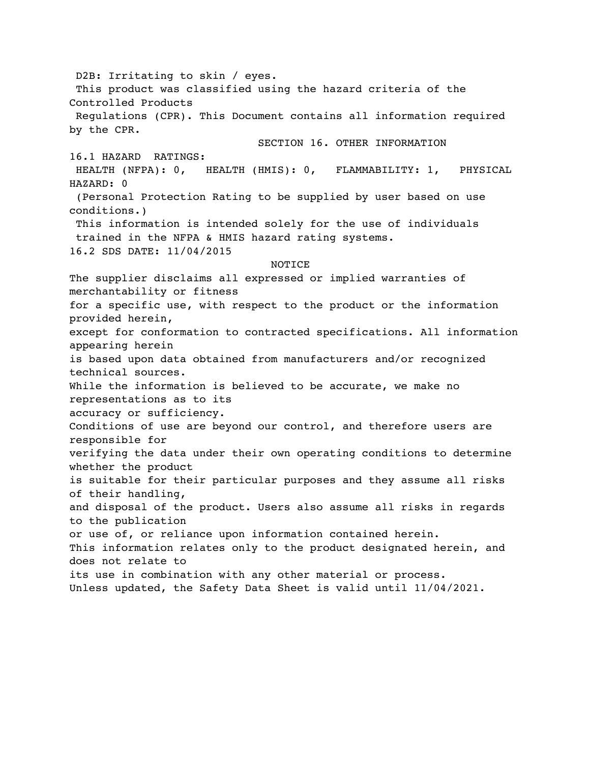D2B: Irritating to skin / eyes.
This product was classified using the hazard criteria of the Controlled Products Regulations (CPR). This Document contains all information required by the CPR.

## SECTION 16. OTHER INFORMATION

16.1 HAZARD RATINGS:
HEALTH (NFPA): 0, HEALTH (HMIS): 0, FLAMMABILITY: 1, PHYSICAL HAZARD: 0
(Personal Protection Rating to be supplied by user based on use conditions.)
This information is intended solely for the use of individuals trained in the NFPA & HMIS hazard rating systems.
16.2 SDS DATE: 11/04/2015

### NOTICE

The supplier disclaims all expressed or implied warranties of merchantability or fitness for a specific use, with respect to the product or the information provided herein, except for conformation to contracted specifications. All information appearing herein is based upon data obtained from manufacturers and/or recognized technical sources.
While the information is believed to be accurate, we make no representations as to its accuracy or sufficiency.
Conditions of use are beyond our control, and therefore users are responsible for verifying the data under their own operating conditions to determine whether the product is suitable for their particular purposes and they assume all risks of their handling, and disposal of the product. Users also assume all risks in regards to the publication or use of, or reliance upon information contained herein.
This information relates only to the product designated herein, and does not relate to its use in combination with any other material or process.
Unless updated, the Safety Data Sheet is valid until 11/04/2021.